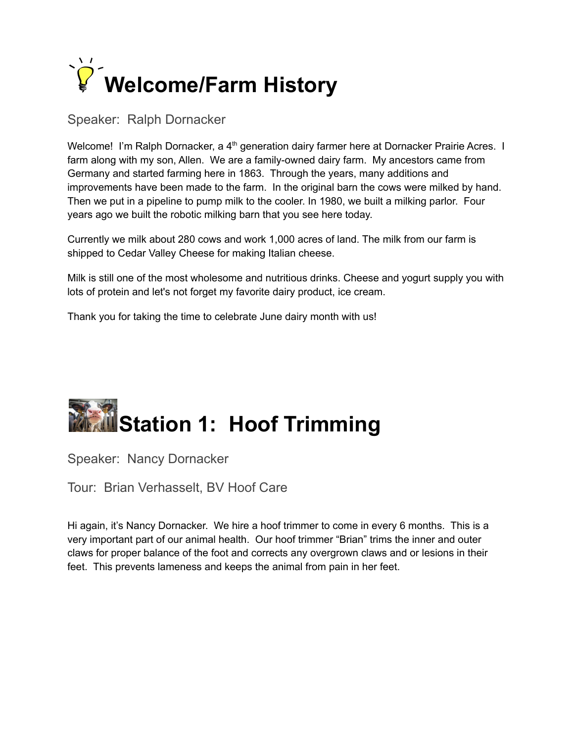# Welcome/Farm History

Speaker: Ralph Dornacker

Welcome! I'm Ralph Dornacker, a 4th generation dairy farmer here at Dornacker Prairie Acres. I farm along with my son, Allen. We are a family-owned dairy farm. My ancestors came from Germany and started farming here in 1863. Through the years, many additions and improvements have been made to the farm. In the original barn the cows were milked by hand. Then we put in a pipeline to pump milk to the cooler. In 1980, we built a milking parlor. Four years ago we built the robotic milking barn that you see here today.

Currently we milk about 280 cows and work 1,000 acres of land. The milk from our farm is shipped to Cedar Valley Cheese for making Italian cheese.

Milk is still one of the most wholesome and nutritious drinks. Cheese and yogurt supply you with lots of protein and let's not forget my favorite dairy product, ice cream.

Thank you for taking the time to celebrate June dairy month with us!

# Station 1: Hoof Trimming

Speaker: Nancy Dornacker

Tour: Brian Verhasselt, BV Hoof Care

Hi again, it's Nancy Dornacker. We hire a hoof trimmer to come in every 6 months. This is a very important part of our animal health. Our hoof trimmer "Brian" trims the inner and outer claws for proper balance of the foot and corrects any overgrown claws and or lesions in their feet. This prevents lameness and keeps the animal from pain in her feet.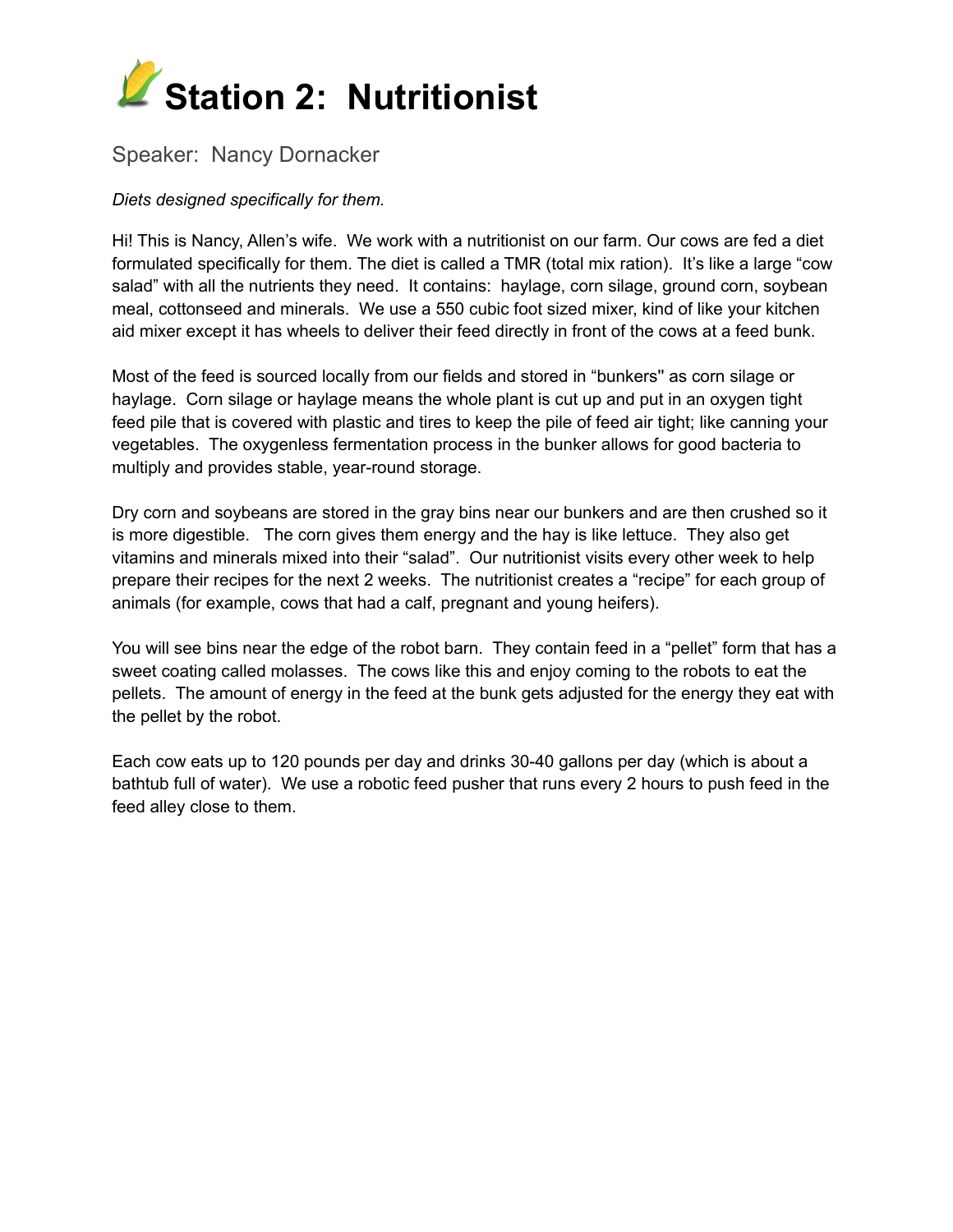# 🌽 Station 2: Nutritionist

Speaker: Nancy Dornacker

*Diets designed specifically for them.*

Hi! This is Nancy, Allen's wife. We work with a nutritionist on our farm. Our cows are fed a diet formulated specifically for them. The diet is called a TMR (total mix ration). It's like a large "cow salad" with all the nutrients they need. It contains: haylage, corn silage, ground corn, soybean meal, cottonseed and minerals. We use a 550 cubic foot sized mixer, kind of like your kitchen aid mixer except it has wheels to deliver their feed directly in front of the cows at a feed bunk.

Most of the feed is sourced locally from our fields and stored in "bunkers" as corn silage or haylage. Corn silage or haylage means the whole plant is cut up and put in an oxygen tight feed pile that is covered with plastic and tires to keep the pile of feed air tight; like canning your vegetables. The oxygenless fermentation process in the bunker allows for good bacteria to multiply and provides stable, year-round storage.

Dry corn and soybeans are stored in the gray bins near our bunkers and are then crushed so it is more digestible. The corn gives them energy and the hay is like lettuce. They also get vitamins and minerals mixed into their "salad". Our nutritionist visits every other week to help prepare their recipes for the next 2 weeks. The nutritionist creates a "recipe" for each group of animals (for example, cows that had a calf, pregnant and young heifers).

You will see bins near the edge of the robot barn. They contain feed in a "pellet" form that has a sweet coating called molasses. The cows like this and enjoy coming to the robots to eat the pellets. The amount of energy in the feed at the bunk gets adjusted for the energy they eat with the pellet by the robot.

Each cow eats up to 120 pounds per day and drinks 30-40 gallons per day (which is about a bathtub full of water). We use a robotic feed pusher that runs every 2 hours to push feed in the feed alley close to them.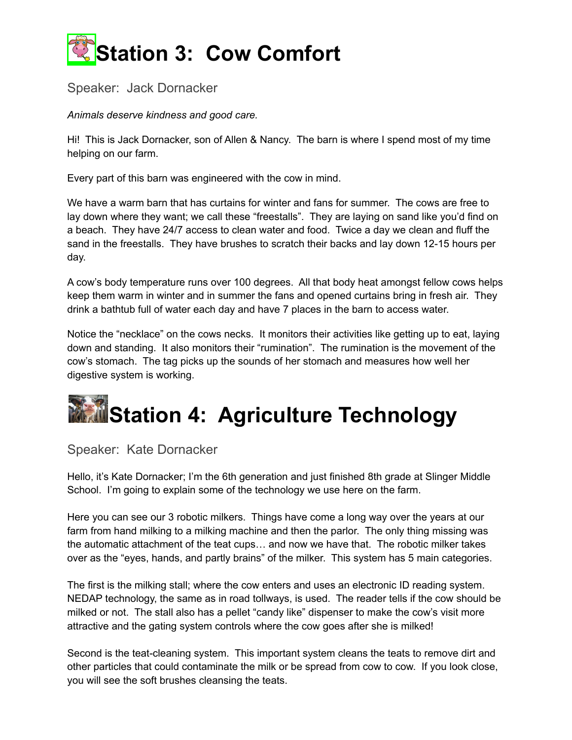# Station 3:  Cow Comfort

Speaker:  Jack Dornacker

*Animals deserve kindness and good care.*

Hi!  This is Jack Dornacker, son of Allen & Nancy.  The barn is where I spend most of my time helping on our farm.

Every part of this barn was engineered with the cow in mind.

We have a warm barn that has curtains for winter and fans for summer.  The cows are free to lay down where they want; we call these "freestalls".  They are laying on sand like you'd find on a beach.  They have 24/7 access to clean water and food.  Twice a day we clean and fluff the sand in the freestalls.  They have brushes to scratch their backs and lay down 12-15 hours per day.

A cow's body temperature runs over 100 degrees.  All that body heat amongst fellow cows helps keep them warm in winter and in summer the fans and opened curtains bring in fresh air.  They drink a bathtub full of water each day and have 7 places in the barn to access water.

Notice the "necklace" on the cows necks.  It monitors their activities like getting up to eat, laying down and standing.  It also monitors their "rumination".  The rumination is the movement of the cow's stomach.  The tag picks up the sounds of her stomach and measures how well her digestive system is working.

# Station 4:  Agriculture Technology

Speaker:  Kate Dornacker

Hello, it's Kate Dornacker; I'm the 6th generation and just finished 8th grade at Slinger Middle School.  I'm going to explain some of the technology we use here on the farm.

Here you can see our 3 robotic milkers.  Things have come a long way over the years at our farm from hand milking to a milking machine and then the parlor.  The only thing missing was the automatic attachment of the teat cups… and now we have that.  The robotic milker takes over as the "eyes, hands, and partly brains" of the milker.  This system has 5 main categories.

The first is the milking stall; where the cow enters and uses an electronic ID reading system.  NEDAP technology, the same as in road tollways, is used.  The reader tells if the cow should be milked or not.  The stall also has a pellet "candy like" dispenser to make the cow's visit more attractive and the gating system controls where the cow goes after she is milked!

Second is the teat-cleaning system.  This important system cleans the teats to remove dirt and other particles that could contaminate the milk or be spread from cow to cow.  If you look close, you will see the soft brushes cleansing the teats.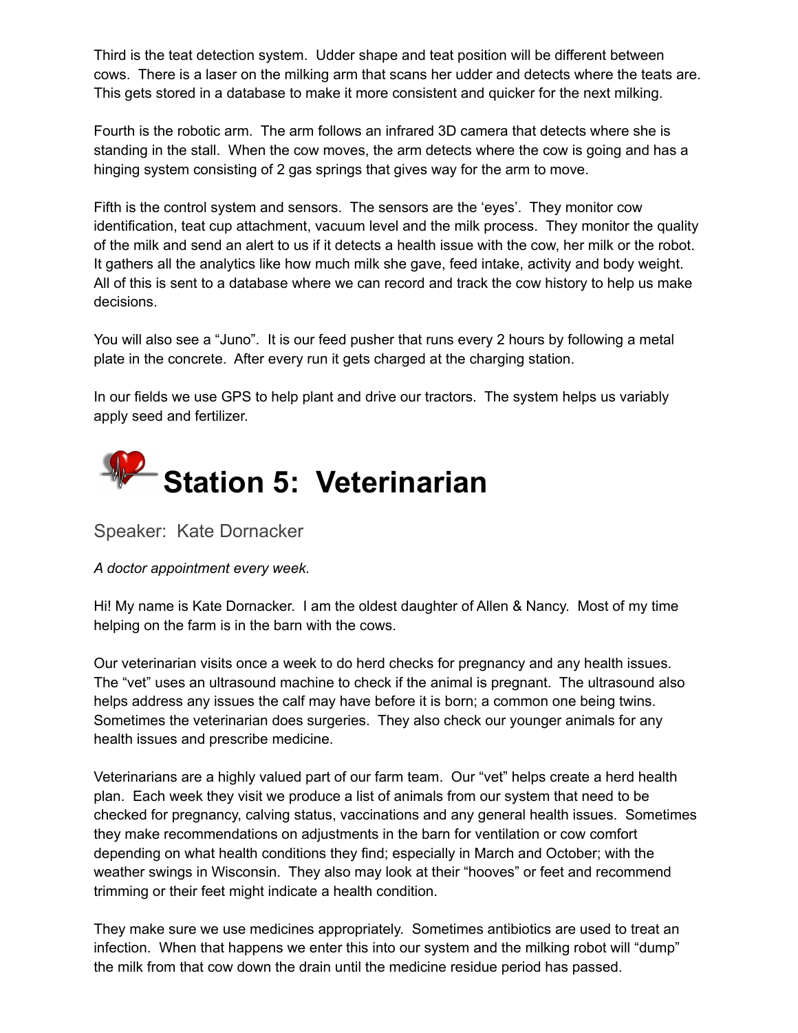Third is the teat detection system. Udder shape and teat position will be different between cows. There is a laser on the milking arm that scans her udder and detects where the teats are. This gets stored in a database to make it more consistent and quicker for the next milking.

Fourth is the robotic arm. The arm follows an infrared 3D camera that detects where she is standing in the stall. When the cow moves, the arm detects where the cow is going and has a hinging system consisting of 2 gas springs that gives way for the arm to move.

Fifth is the control system and sensors. The sensors are the 'eyes'. They monitor cow identification, teat cup attachment, vacuum level and the milk process. They monitor the quality of the milk and send an alert to us if it detects a health issue with the cow, her milk or the robot. It gathers all the analytics like how much milk she gave, feed intake, activity and body weight. All of this is sent to a database where we can record and track the cow history to help us make decisions.

You will also see a "Juno". It is our feed pusher that runs every 2 hours by following a metal plate in the concrete. After every run it gets charged at the charging station.

In our fields we use GPS to help plant and drive our tractors. The system helps us variably apply seed and fertilizer.

# Station 5: Veterinarian

## Speaker: Kate Dornacker

*A doctor appointment every week.*

Hi! My name is Kate Dornacker. I am the oldest daughter of Allen & Nancy. Most of my time helping on the farm is in the barn with the cows.

Our veterinarian visits once a week to do herd checks for pregnancy and any health issues. The "vet" uses an ultrasound machine to check if the animal is pregnant. The ultrasound also helps address any issues the calf may have before it is born; a common one being twins. Sometimes the veterinarian does surgeries. They also check our younger animals for any health issues and prescribe medicine.

Veterinarians are a highly valued part of our farm team. Our "vet" helps create a herd health plan. Each week they visit we produce a list of animals from our system that need to be checked for pregnancy, calving status, vaccinations and any general health issues. Sometimes they make recommendations on adjustments in the barn for ventilation or cow comfort depending on what health conditions they find; especially in March and October; with the weather swings in Wisconsin. They also may look at their "hooves" or feet and recommend trimming or their feet might indicate a health condition.

They make sure we use medicines appropriately. Sometimes antibiotics are used to treat an infection. When that happens we enter this into our system and the milking robot will "dump" the milk from that cow down the drain until the medicine residue period has passed.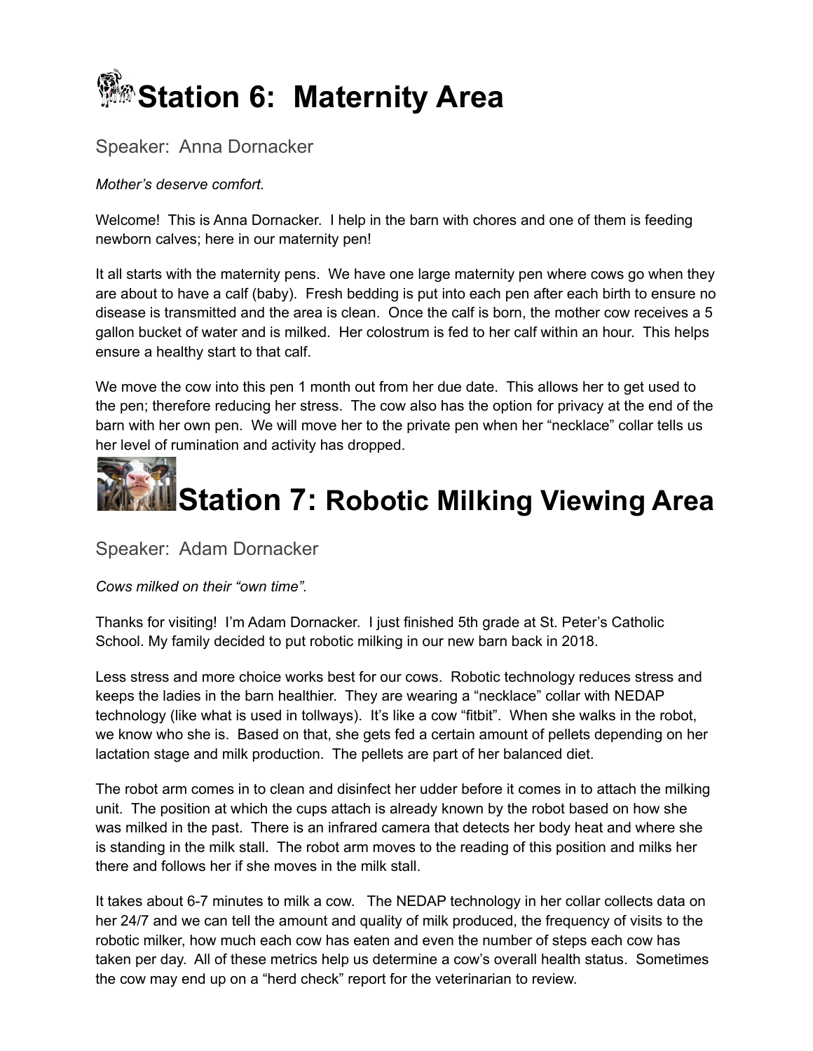# Station 6: Maternity Area

Speaker: Anna Dornacker

*Mother's deserve comfort.*

Welcome! This is Anna Dornacker. I help in the barn with chores and one of them is feeding newborn calves; here in our maternity pen!

It all starts with the maternity pens. We have one large maternity pen where cows go when they are about to have a calf (baby). Fresh bedding is put into each pen after each birth to ensure no disease is transmitted and the area is clean. Once the calf is born, the mother cow receives a 5 gallon bucket of water and is milked. Her colostrum is fed to her calf within an hour. This helps ensure a healthy start to that calf.

We move the cow into this pen 1 month out from her due date. This allows her to get used to the pen; therefore reducing her stress. The cow also has the option for privacy at the end of the barn with her own pen. We will move her to the private pen when her "necklace" collar tells us her level of rumination and activity has dropped.

# Station 7: Robotic Milking Viewing Area

Speaker: Adam Dornacker

*Cows milked on their "own time".*

Thanks for visiting! I'm Adam Dornacker. I just finished 5th grade at St. Peter's Catholic School. My family decided to put robotic milking in our new barn back in 2018.

Less stress and more choice works best for our cows. Robotic technology reduces stress and keeps the ladies in the barn healthier. They are wearing a "necklace" collar with NEDAP technology (like what is used in tollways). It's like a cow "fitbit". When she walks in the robot, we know who she is. Based on that, she gets fed a certain amount of pellets depending on her lactation stage and milk production. The pellets are part of her balanced diet.

The robot arm comes in to clean and disinfect her udder before it comes in to attach the milking unit. The position at which the cups attach is already known by the robot based on how she was milked in the past. There is an infrared camera that detects her body heat and where she is standing in the milk stall. The robot arm moves to the reading of this position and milks her there and follows her if she moves in the milk stall.

It takes about 6-7 minutes to milk a cow. The NEDAP technology in her collar collects data on her 24/7 and we can tell the amount and quality of milk produced, the frequency of visits to the robotic milker, how much each cow has eaten and even the number of steps each cow has taken per day. All of these metrics help us determine a cow's overall health status. Sometimes the cow may end up on a "herd check" report for the veterinarian to review.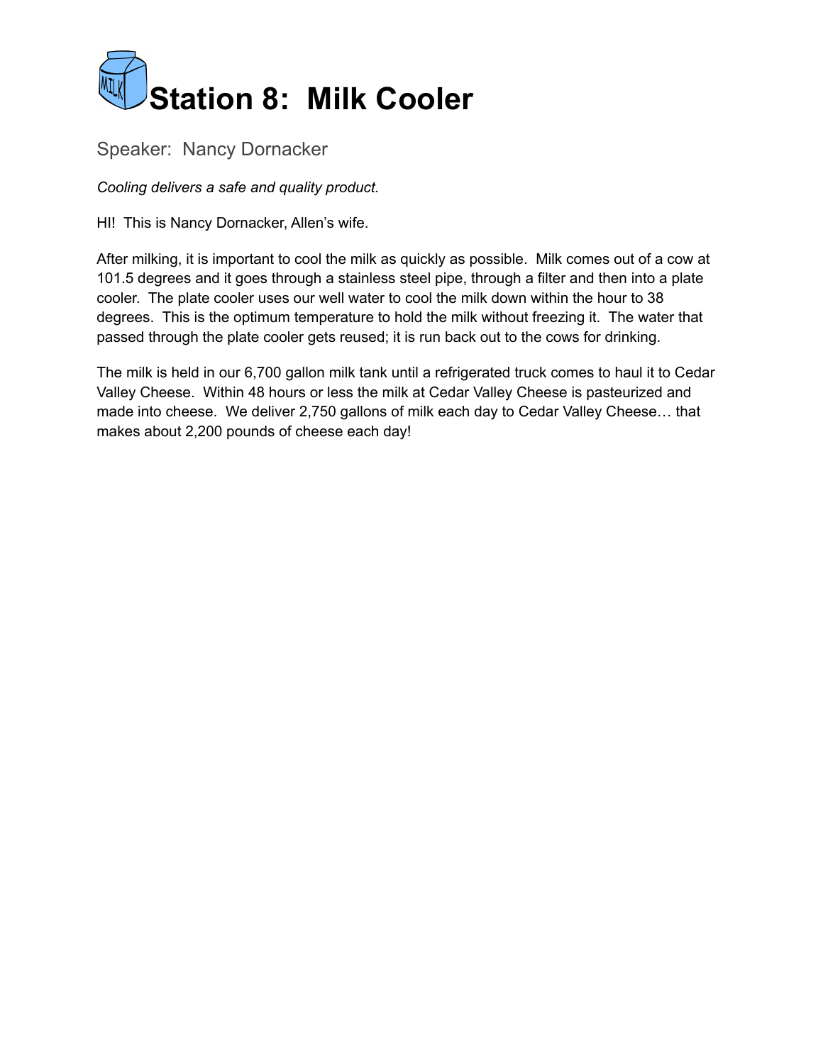# Station 8:  Milk Cooler

Speaker:  Nancy Dornacker

*Cooling delivers a safe and quality product.*

HI!  This is Nancy Dornacker, Allen's wife.

After milking, it is important to cool the milk as quickly as possible.  Milk comes out of a cow at 101.5 degrees and it goes through a stainless steel pipe, through a filter and then into a plate cooler.  The plate cooler uses our well water to cool the milk down within the hour to 38 degrees.  This is the optimum temperature to hold the milk without freezing it.  The water that passed through the plate cooler gets reused; it is run back out to the cows for drinking.

The milk is held in our 6,700 gallon milk tank until a refrigerated truck comes to haul it to Cedar Valley Cheese.  Within 48 hours or less the milk at Cedar Valley Cheese is pasteurized and made into cheese.  We deliver 2,750 gallons of milk each day to Cedar Valley Cheese… that makes about 2,200 pounds of cheese each day!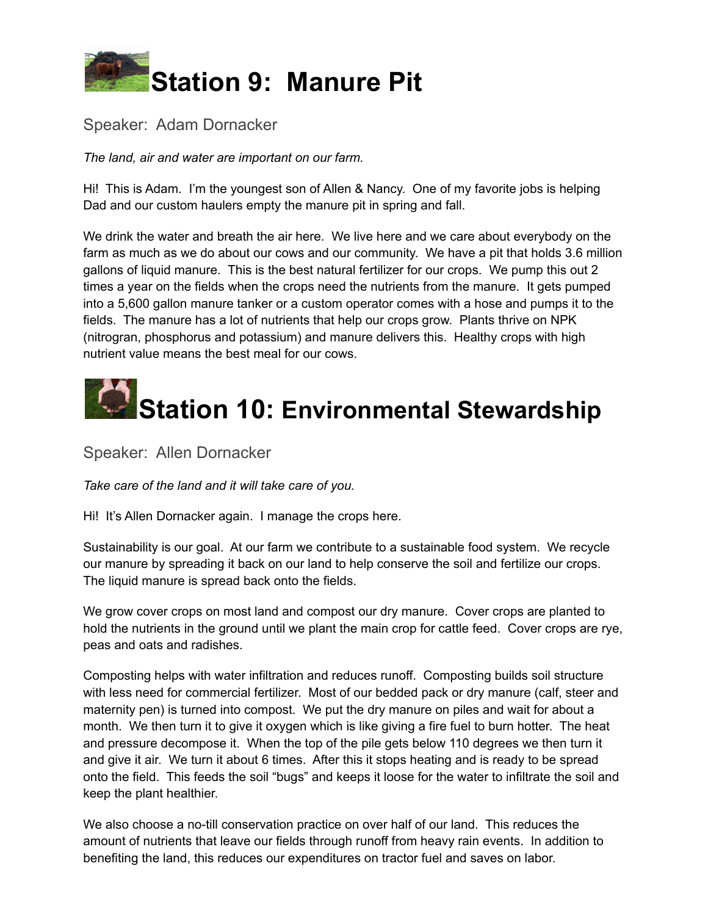# Station 9: Manure Pit

Speaker: Adam Dornacker

*The land, air and water are important on our farm.*

Hi! This is Adam. I'm the youngest son of Allen & Nancy. One of my favorite jobs is helping Dad and our custom haulers empty the manure pit in spring and fall.

We drink the water and breath the air here. We live here and we care about everybody on the farm as much as we do about our cows and our community. We have a pit that holds 3.6 million gallons of liquid manure. This is the best natural fertilizer for our crops. We pump this out 2 times a year on the fields when the crops need the nutrients from the manure. It gets pumped into a 5,600 gallon manure tanker or a custom operator comes with a hose and pumps it to the fields. The manure has a lot of nutrients that help our crops grow. Plants thrive on NPK (nitrogran, phosphorus and potassium) and manure delivers this. Healthy crops with high nutrient value means the best meal for our cows.

# Station 10: Environmental Stewardship

Speaker: Allen Dornacker

*Take care of the land and it will take care of you.*

Hi! It's Allen Dornacker again. I manage the crops here.

Sustainability is our goal. At our farm we contribute to a sustainable food system. We recycle our manure by spreading it back on our land to help conserve the soil and fertilize our crops. The liquid manure is spread back onto the fields.

We grow cover crops on most land and compost our dry manure. Cover crops are planted to hold the nutrients in the ground until we plant the main crop for cattle feed. Cover crops are rye, peas and oats and radishes.

Composting helps with water infiltration and reduces runoff. Composting builds soil structure with less need for commercial fertilizer. Most of our bedded pack or dry manure (calf, steer and maternity pen) is turned into compost. We put the dry manure on piles and wait for about a month. We then turn it to give it oxygen which is like giving a fire fuel to burn hotter. The heat and pressure decompose it. When the top of the pile gets below 110 degrees we then turn it and give it air. We turn it about 6 times. After this it stops heating and is ready to be spread onto the field. This feeds the soil "bugs" and keeps it loose for the water to infiltrate the soil and keep the plant healthier.

We also choose a no-till conservation practice on over half of our land. This reduces the amount of nutrients that leave our fields through runoff from heavy rain events. In addition to benefiting the land, this reduces our expenditures on tractor fuel and saves on labor.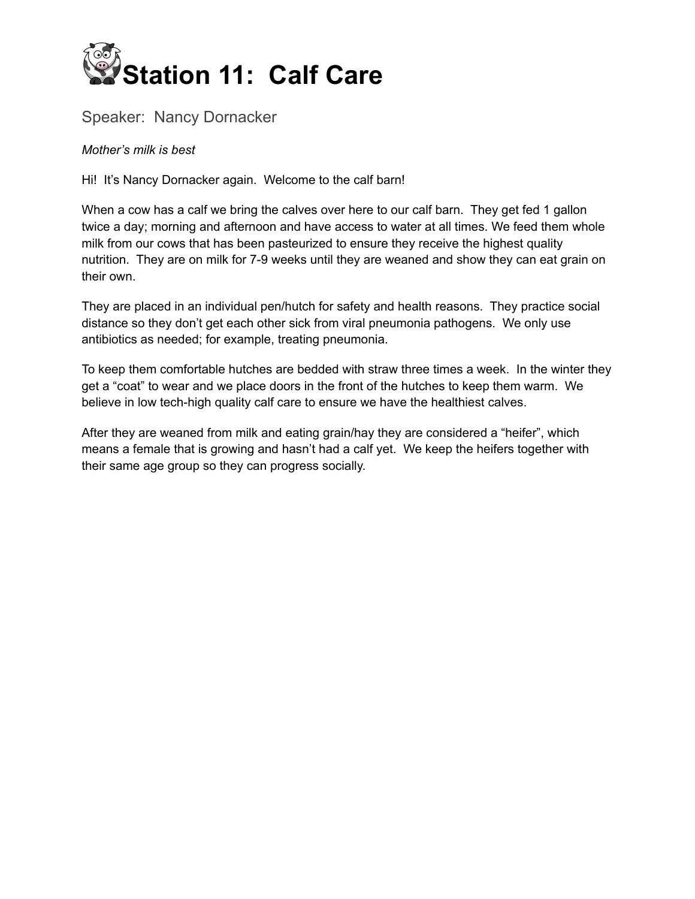# Station 11: Calf Care

Speaker: Nancy Dornacker

*Mother's milk is best*

Hi! It's Nancy Dornacker again. Welcome to the calf barn!

When a cow has a calf we bring the calves over here to our calf barn. They get fed 1 gallon twice a day; morning and afternoon and have access to water at all times. We feed them whole milk from our cows that has been pasteurized to ensure they receive the highest quality nutrition. They are on milk for 7-9 weeks until they are weaned and show they can eat grain on their own.

They are placed in an individual pen/hutch for safety and health reasons. They practice social distance so they don't get each other sick from viral pneumonia pathogens. We only use antibiotics as needed; for example, treating pneumonia.

To keep them comfortable hutches are bedded with straw three times a week. In the winter they get a "coat" to wear and we place doors in the front of the hutches to keep them warm. We believe in low tech-high quality calf care to ensure we have the healthiest calves.

After they are weaned from milk and eating grain/hay they are considered a "heifer", which means a female that is growing and hasn't had a calf yet. We keep the heifers together with their same age group so they can progress socially.